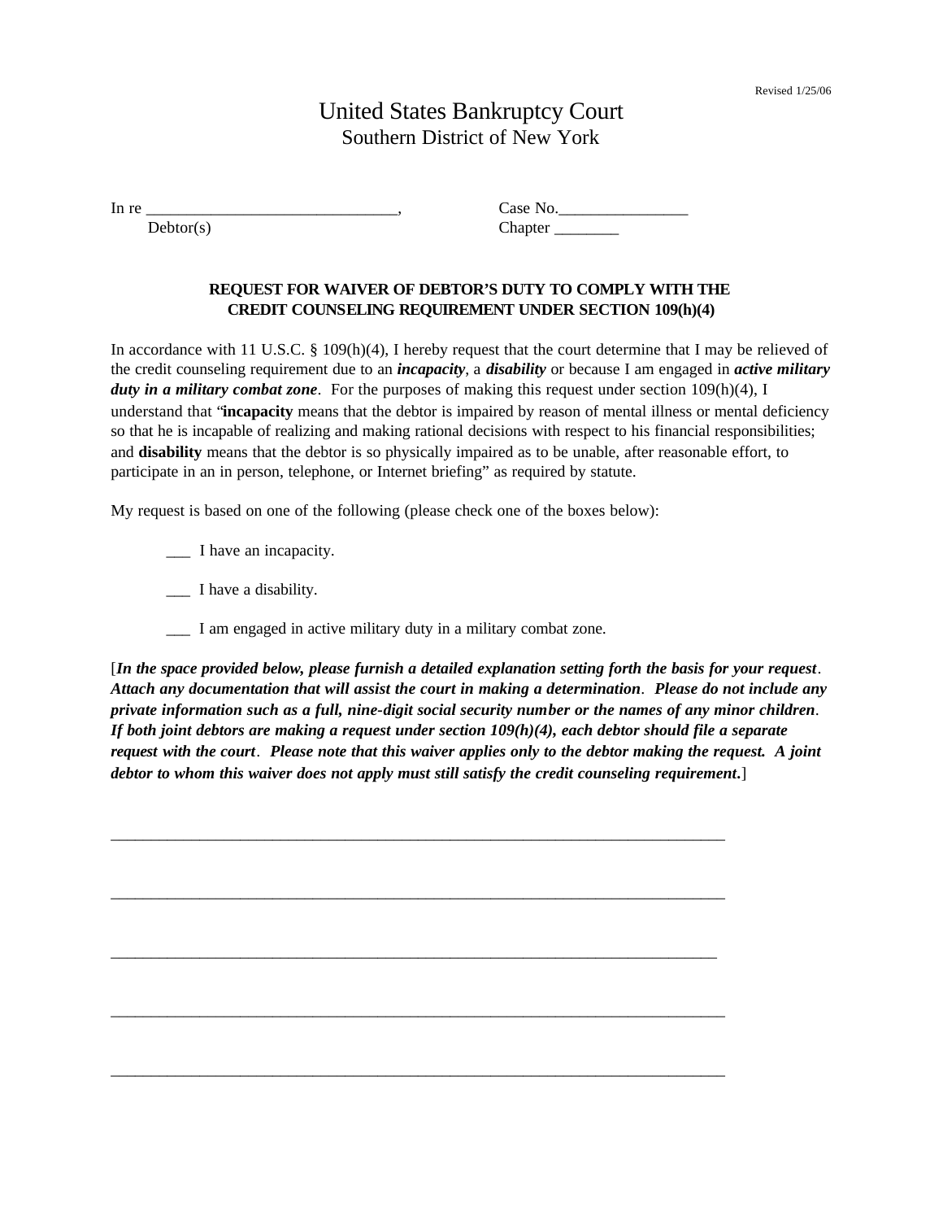Revised 1/25/06

# United States Bankruptcy Court
## Southern District of New York

In re ______________________________, Case No.________________
Debtor(s) Chapter ________

### REQUEST FOR WAIVER OF DEBTOR'S DUTY TO COMPLY WITH THE CREDIT COUNSELING REQUIREMENT UNDER SECTION 109(h)(4)

In accordance with 11 U.S.C. § 109(h)(4), I hereby request that the court determine that I may be relieved of the credit counseling requirement due to an ***incapacity***, a ***disability*** or because I am engaged in ***active military duty in a military combat zone***. For the purposes of making this request under section 109(h)(4), I understand that "**incapacity** means that the debtor is impaired by reason of mental illness or mental deficiency so that he is incapable of realizing and making rational decisions with respect to his financial responsibilities; and **disability** means that the debtor is so physically impaired as to be unable, after reasonable effort, to participate in an in person, telephone, or Internet briefing" as required by statute.

My request is based on one of the following (please check one of the boxes below):

___ I have an incapacity.

___ I have a disability.

___ I am engaged in active military duty in a military combat zone.

[***In the space provided below, please furnish a detailed explanation setting forth the basis for your request. Attach any documentation that will assist the court in making a determination. Please do not include any private information such as a full, nine-digit social security number or the names of any minor children. If both joint debtors are making a request under section 109(h)(4), each debtor should file a separate request with the court. Please note that this waiver applies only to the debtor making the request. A joint debtor to whom this waiver does not apply must still satisfy the credit counseling requirement.***]

_____________________________________________________________________________

_____________________________________________________________________________

_____________________________________________________________________________

_____________________________________________________________________________

_____________________________________________________________________________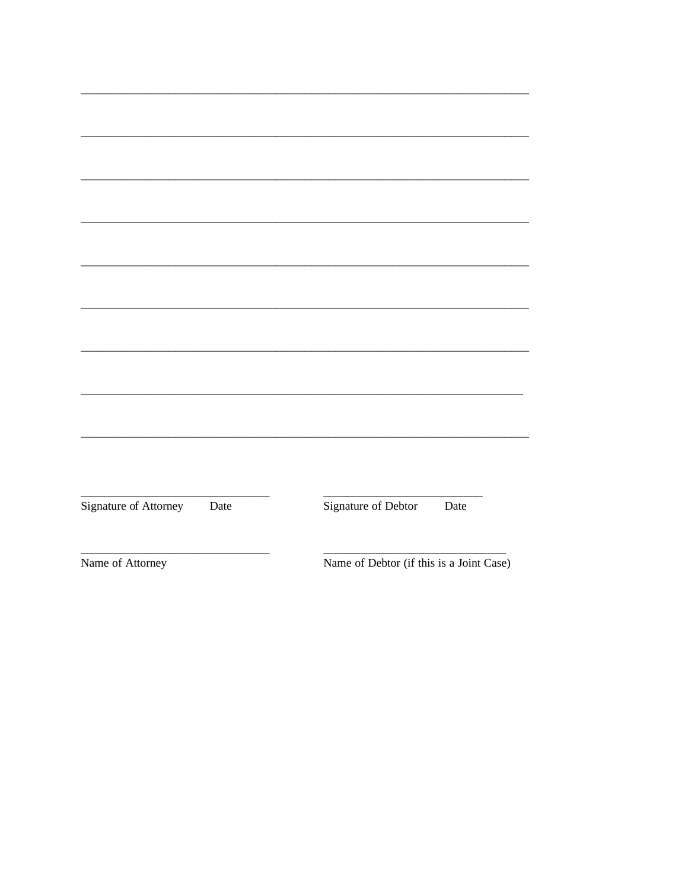______________________________________________________________________

______________________________________________________________________

______________________________________________________________________

______________________________________________________________________

______________________________________________________________________

______________________________________________________________________

______________________________________________________________________

______________________________________________________________________

______________________________________________________________________

| | |
|---|---|
| ______________________________ | ______________________________ |
| Signature of Attorney Date | Signature of Debtor Date |
| ______________________________ | ______________________________ |
| Name of Attorney | Name of Debtor (if this is a Joint Case) |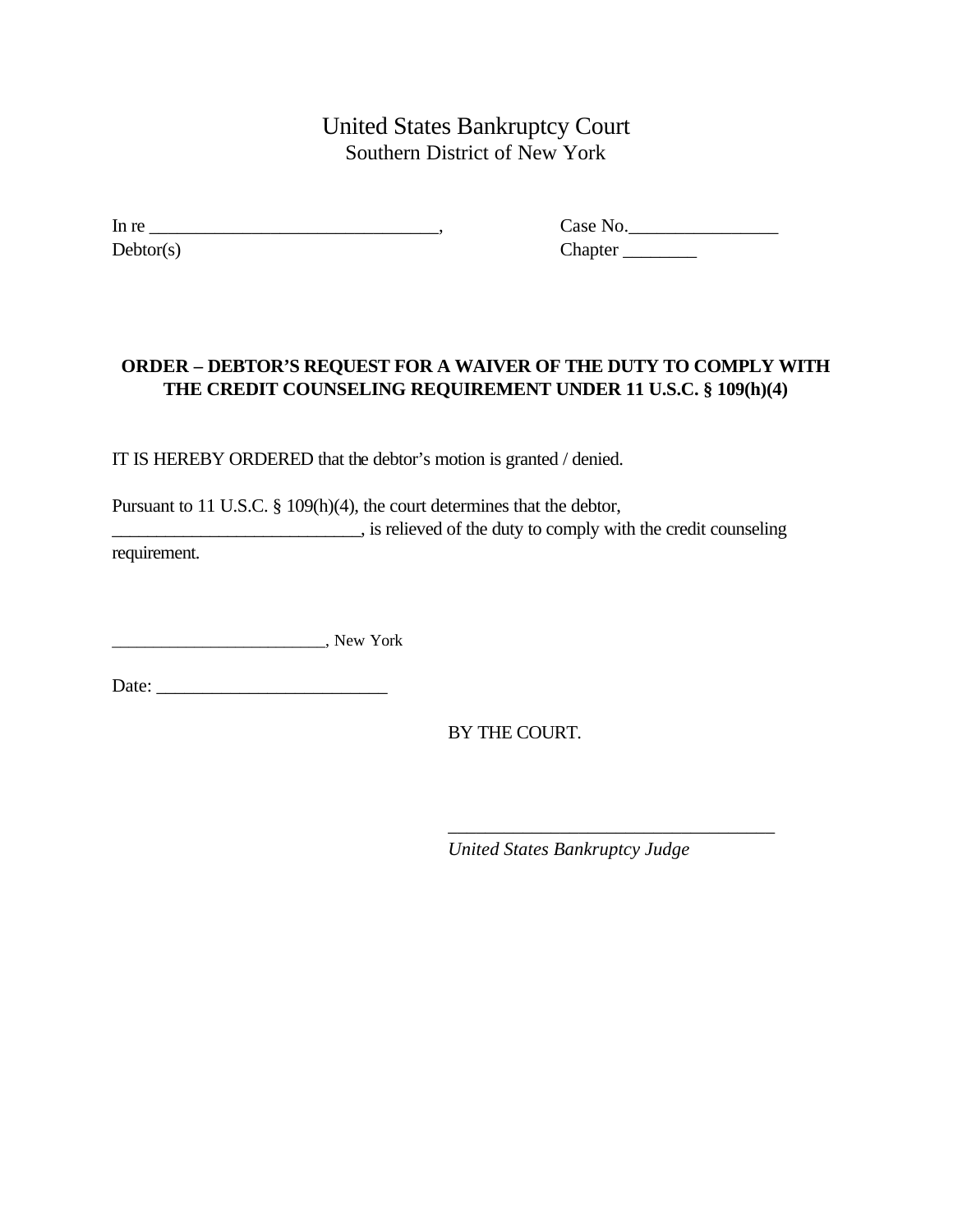# United States Bankruptcy Court
## Southern District of New York

In re _______________________________,
Debtor(s)

Case No.________________
Chapter ________

**ORDER – DEBTOR'S REQUEST FOR A WAIVER OF THE DUTY TO COMPLY WITH THE CREDIT COUNSELING REQUIREMENT UNDER 11 U.S.C. § 109(h)(4)**

IT IS HEREBY ORDERED that the debtor's motion is granted / denied.

Pursuant to 11 U.S.C. § 109(h)(4), the court determines that the debtor, ___________________________, is relieved of the duty to comply with the credit counseling requirement.

________________________, New York

Date: _________________________

BY THE COURT.

___________________________________
*United States Bankruptcy Judge*